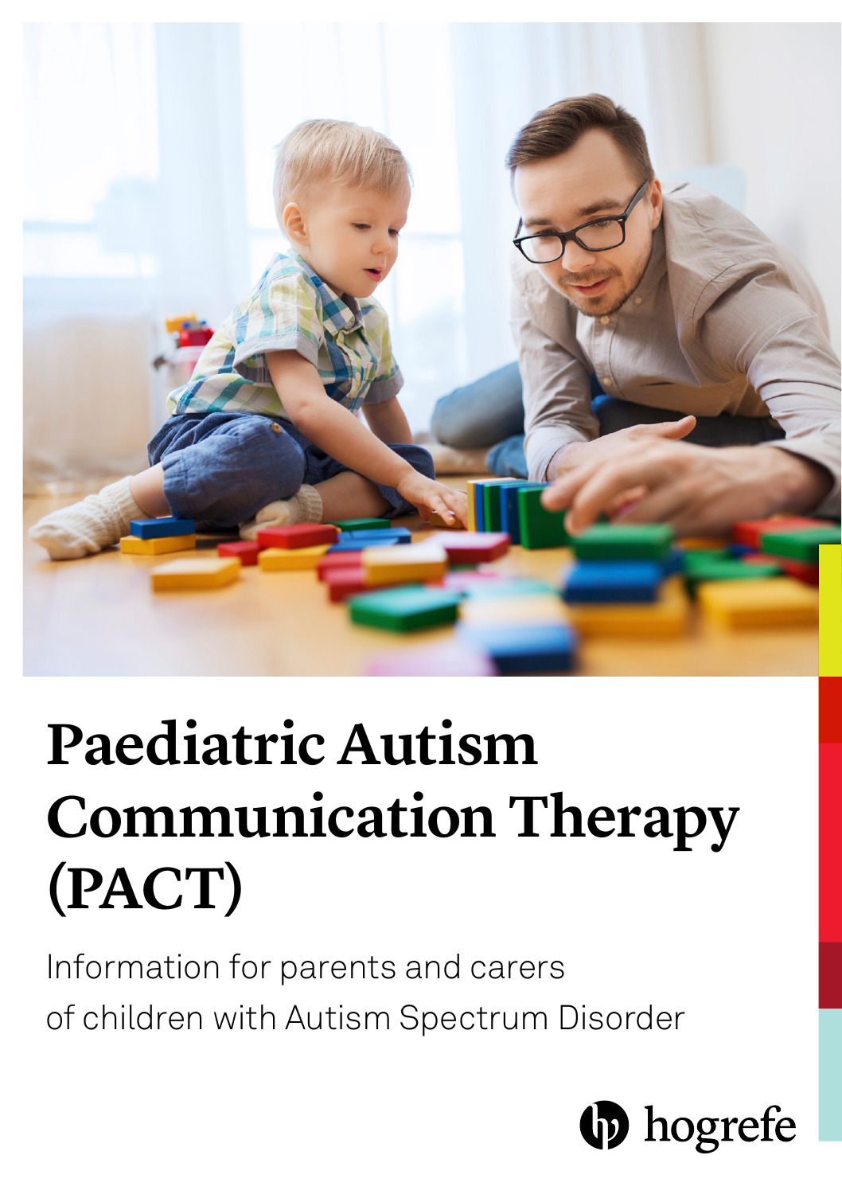# Paediatric Autism Communication Therapy (PACT)

Information for parents and carers of children with Autism Spectrum Disorder

hogrefe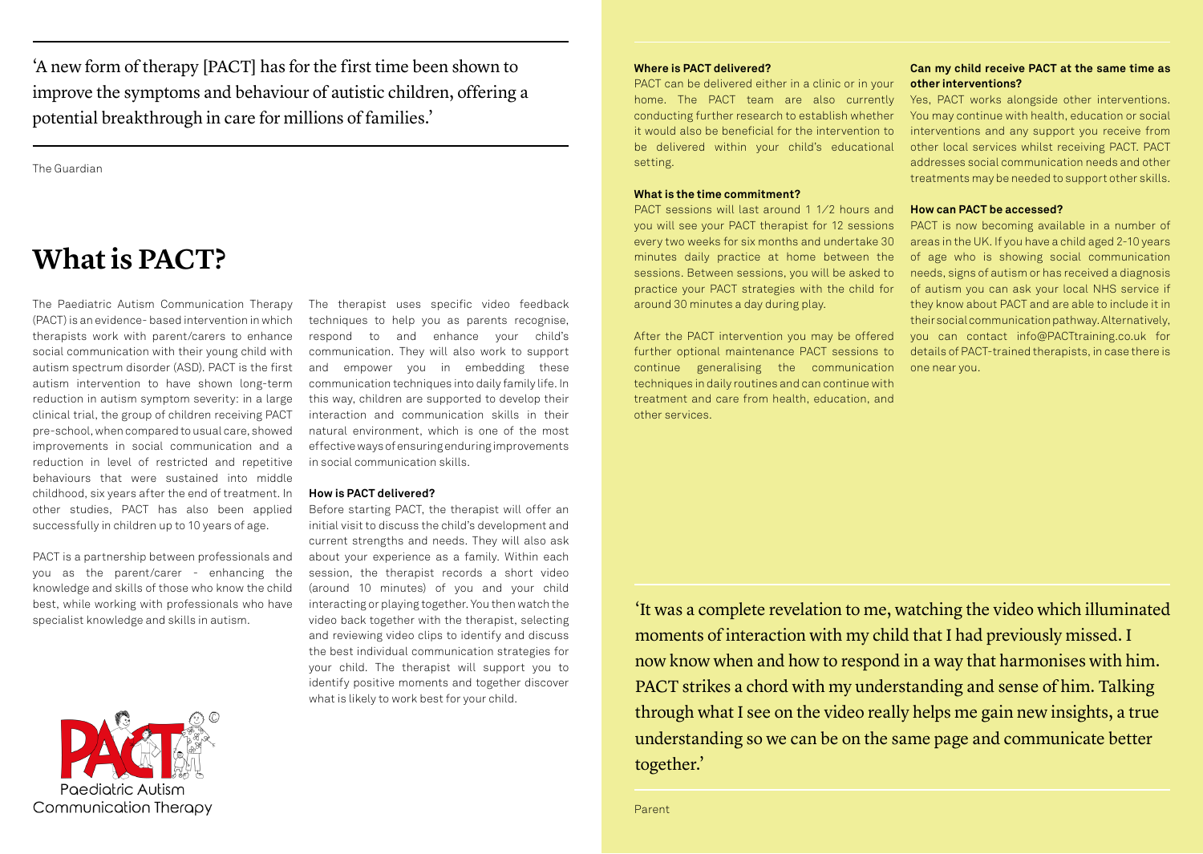'A new form of therapy [PACT] has for the first time been shown to improve the symptoms and behaviour of autistic children, offering a potential breakthrough in care for millions of families.'

The Guardian

# What is PACT?

The Paediatric Autism Communication Therapy (PACT) is an evidence- based intervention in which therapists work with parent/carers to enhance social communication with their young child with autism spectrum disorder (ASD). PACT is the first autism intervention to have shown long-term reduction in autism symptom severity: in a large clinical trial, the group of children receiving PACT pre-school, when compared to usual care, showed improvements in social communication and a reduction in level of restricted and repetitive behaviours that were sustained into middle childhood, six years after the end of treatment. In other studies, PACT has also been applied successfully in children up to 10 years of age.

PACT is a partnership between professionals and you as the parent/carer - enhancing the knowledge and skills of those who know the child best, while working with professionals who have specialist knowledge and skills in autism.

The therapist uses specific video feedback techniques to help you as parents recognise, respond to and enhance your child's communication. They will also work to support and empower you in embedding these communication techniques into daily family life. In this way, children are supported to develop their interaction and communication skills in their natural environment, which is one of the most effective ways of ensuring enduring improvements in social communication skills.

**How is PACT delivered?**

Before starting PACT, the therapist will offer an initial visit to discuss the child's development and current strengths and needs. They will also ask about your experience as a family. Within each session, the therapist records a short video (around 10 minutes) of you and your child interacting or playing together. You then watch the video back together with the therapist, selecting and reviewing video clips to identify and discuss the best individual communication strategies for your child. The therapist will support you to identify positive moments and together discover what is likely to work best for your child.

Paediatric Autism Communication Therapy

**Where is PACT delivered?**

PACT can be delivered either in a clinic or in your home. The PACT team are also currently conducting further research to establish whether it would also be beneficial for the intervention to be delivered within your child's educational setting.

**What is the time commitment?**

PACT sessions will last around 1 1/2 hours and you will see your PACT therapist for 12 sessions every two weeks for six months and undertake 30 minutes daily practice at home between the sessions. Between sessions, you will be asked to practice your PACT strategies with the child for around 30 minutes a day during play.

After the PACT intervention you may be offered further optional maintenance PACT sessions to continue generalising the communication techniques in daily routines and can continue with treatment and care from health, education, and other services.

**Can my child receive PACT at the same time as other interventions?**

Yes, PACT works alongside other interventions. You may continue with health, education or social interventions and any support you receive from other local services whilst receiving PACT. PACT addresses social communication needs and other treatments may be needed to support other skills.

**How can PACT be accessed?**

PACT is now becoming available in a number of areas in the UK. If you have a child aged 2-10 years of age who is showing social communication needs, signs of autism or has received a diagnosis of autism you can ask your local NHS service if they know about PACT and are able to include it in their social communication pathway. Alternatively, you can contact info@PACTtraining.co.uk for details of PACT-trained therapists, in case there is one near you.

'It was a complete revelation to me, watching the video which illuminated moments of interaction with my child that I had previously missed. I now know when and how to respond in a way that harmonises with him. PACT strikes a chord with my understanding and sense of him. Talking through what I see on the video really helps me gain new insights, a true understanding so we can be on the same page and communicate better together.'

Parent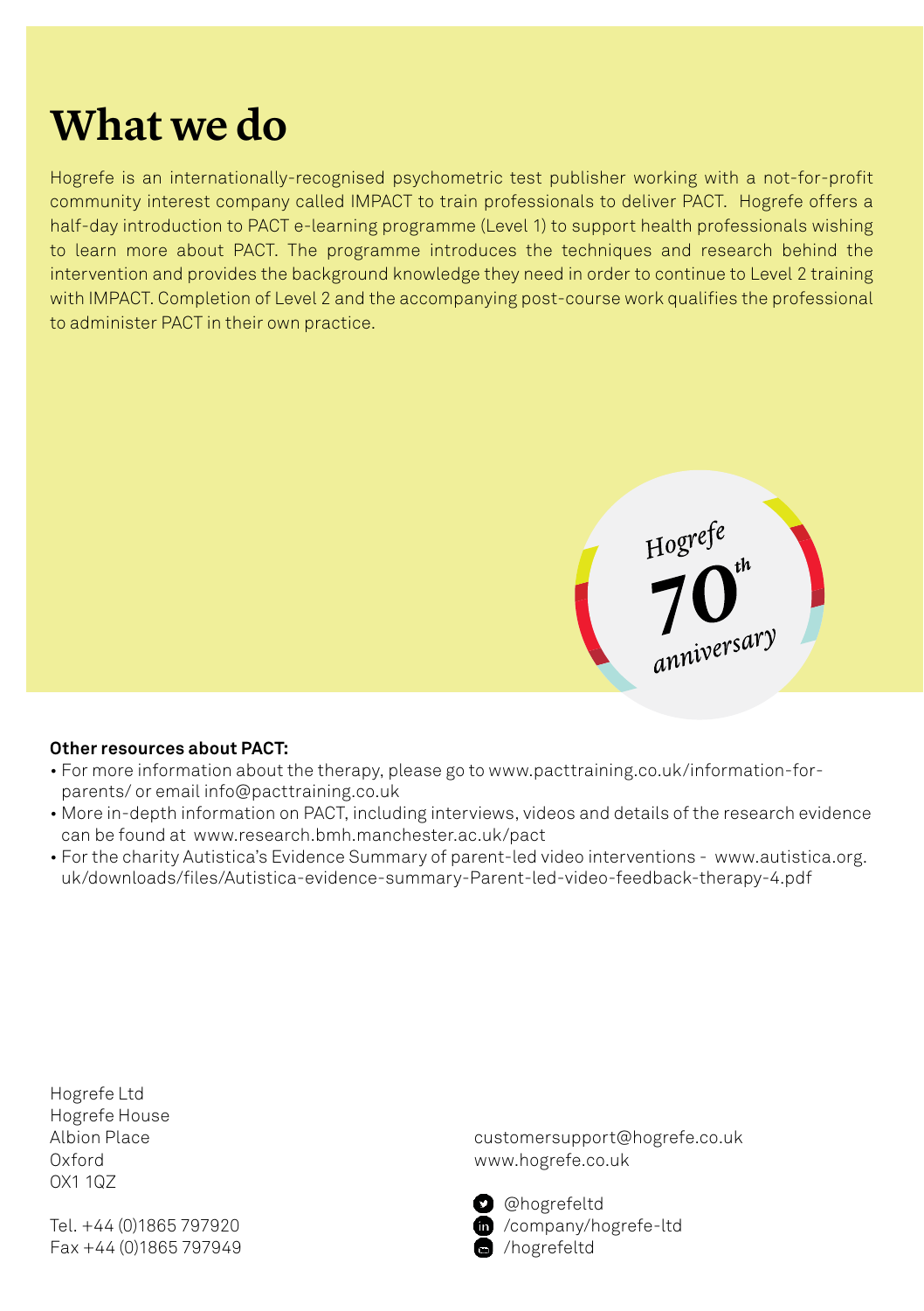# What we do

Hogrefe is an internationally-recognised psychometric test publisher working with a not-for-profit community interest company called IMPACT to train professionals to deliver PACT. Hogrefe offers a half-day introduction to PACT e-learning programme (Level 1) to support health professionals wishing to learn more about PACT. The programme introduces the techniques and research behind the intervention and provides the background knowledge they need in order to continue to Level 2 training with IMPACT. Completion of Level 2 and the accompanying post-course work qualifies the professional to administer PACT in their own practice.

Hogrefe 70th anniversary

**Other resources about PACT:**

- For more information about the therapy, please go to www.pacttraining.co.uk/information-for-parents/ or email info@pacttraining.co.uk
- More in-depth information on PACT, including interviews, videos and details of the research evidence can be found at www.research.bmh.manchester.ac.uk/pact
- For the charity Autistica's Evidence Summary of parent-led video interventions - www.autistica.org.uk/downloads/files/Autistica-evidence-summary-Parent-led-video-feedback-therapy-4.pdf

Hogrefe Ltd
Hogrefe House
Albion Place
Oxford
OX1 1QZ

Tel. +44 (0)1865 797920
Fax +44 (0)1865 797949

customersupport@hogrefe.co.uk
www.hogrefe.co.uk

@hogrefeltd
/company/hogrefe-ltd
/hogrefeltd